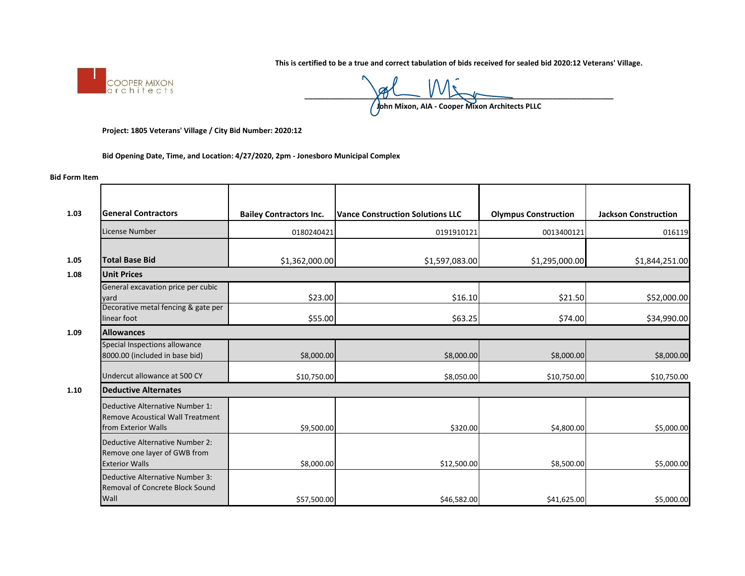COOPER MIXON architects

**This is certified to be a true and correct tabulation of bids received for sealed bid 2020:12 Veterans' Village.**

**John Mixon, AIA - Cooper Mixon Architects PLLC**

**Project: 1805 Veterans' Village / City Bid Number: 2020:12**

**Bid Opening Date, Time, and Location: 4/27/2020, 2pm - Jonesboro Municipal Complex**

| Bid Form Item | | | | | |
|---|---|---|---|---|---|
| **1.03** | **General Contractors** | **Bailey Contractors Inc.** | **Vance Construction Solutions LLC** | **Olympus Construction** | **Jackson Construction** |
| | License Number | 0180240421 | 0191910121 | 0013400121 | 016119 |
| **1.05** | **Total Base Bid** | $1,362,000.00 | $1,597,083.00 | $1,295,000.00 | $1,844,251.00 |
| **1.08** | **Unit Prices** | | | | |
| | General excavation price per cubic yard | $23.00 | $16.10 | $21.50 | $52,000.00 |
| | Decorative metal fencing & gate per linear foot | $55.00 | $63.25 | $74.00 | $34,990.00 |
| **1.09** | **Allowances** | | | | |
| | Special Inspections allowance 8000.00 (included in base bid) | $8,000.00 | $8,000.00 | $8,000.00 | $8,000.00 |
| | Undercut allowance at 500 CY | $10,750.00 | $8,050.00 | $10,750.00 | $10,750.00 |
| **1.10** | **Deductive Alternates** | | | | |
| | Deductive Alternative Number 1: Remove Acoustical Wall Treatment from Exterior Walls | $9,500.00 | $320.00 | $4,800.00 | $5,000.00 |
| | Deductive Alternative Number 2: Remove one layer of GWB from Exterior Walls | $8,000.00 | $12,500.00 | $8,500.00 | $5,000.00 |
| | Deductive Alternative Number 3: Removal of Concrete Block Sound Wall | $57,500.00 | $46,582.00 | $41,625.00 | $5,000.00 |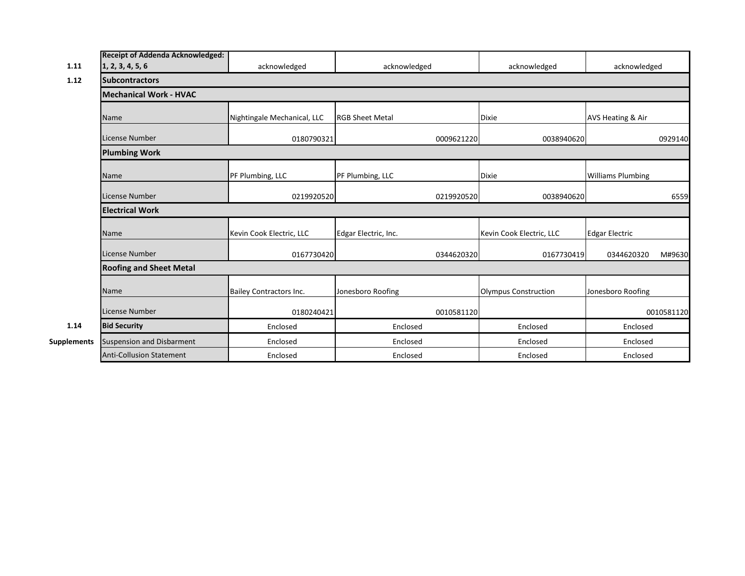| | | | | | |
|---|---|---|---|---|---|
| 1.11 | **Receipt of Addenda Acknowledged: 1, 2, 3, 4, 5, 6** | acknowledged | acknowledged | acknowledged | acknowledged |
| 1.12 | **Subcontractors** | | | | |
| | **Mechanical Work - HVAC** | | | | |
| | Name | Nightingale Mechanical, LLC | RGB Sheet Metal | Dixie | AVS Heating & Air |
| | License Number | 0180790321 | 0009621220 | 0038940620 | 0929140 |
| | **Plumbing Work** | | | | |
| | Name | PF Plumbing, LLC | PF Plumbing, LLC | Dixie | Williams Plumbing |
| | License Number | 0219920520 | 0219920520 | 0038940620 | 6559 |
| | **Electrical Work** | | | | |
| | Name | Kevin Cook Electric, LLC | Edgar Electric, Inc. | Kevin Cook Electric, LLC | Edgar Electric |
| | License Number | 0167730420 | 0344620320 | 0167730419 | 0344620320 M#9630 |
| | **Roofing and Sheet Metal** | | | | |
| | Name | Bailey Contractors Inc. | Jonesboro Roofing | Olympus Construction | Jonesboro Roofing |
| | License Number | 0180240421 | 0010581120 | | 0010581120 |
| 1.14 | **Bid Security** | Enclosed | Enclosed | Enclosed | Enclosed |
| Supplements | Suspension and Disbarment | Enclosed | Enclosed | Enclosed | Enclosed |
| | Anti-Collusion Statement | Enclosed | Enclosed | Enclosed | Enclosed |